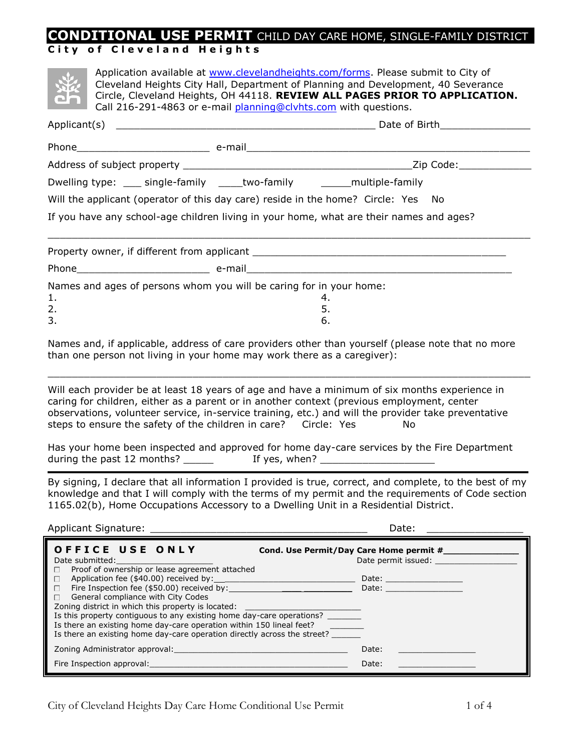# CONDITIONAL USE PERMIT CHILD DAY CARE HOME, SINGLE-FAMILY DISTRICT

**City of Cleveland Heights**

Application available at www.clevelandheights.com/forms. Please submit to City of Cleveland Heights City Hall, Department of Planning and Development, 40 Severance Circle, Cleveland Heights, OH 44118. **REVIEW ALL PAGES PRIOR TO APPLICATION.** Call 216-291-4863 or e-mail planning@clvhts.com with questions.

Applicant(s) ____________________________________________ Date of Birth_______________

Phone______________________ e-mail________________________________________________

Address of subject property ________________________________________Zip Code:____________

Dwelling type: ___ single-family ____two-family _____multiple-family

Will the applicant (operator of this day care) reside in the home? Circle: Yes No

If you have any school-age children living in your home, what are their names and ages?

______________________________________________________________________________

Property owner, if different from applicant ___________________________________________

Phone______________________ e-mail_____________________________________________

Names and ages of persons whom you will be caring for in your home:

1.
2.
3.
4.
5.
6.

Names and, if applicable, address of care providers other than yourself (please note that no more than one person not living in your home may work there as a caregiver):

______________________________________________________________________________

Will each provider be at least 18 years of age and have a minimum of six months experience in caring for children, either as a parent or in another context (previous employment, center observations, volunteer service, in-service training, etc.) and will the provider take preventative steps to ensure the safety of the children in care? Circle: Yes No

Has your home been inspected and approved for home day-care services by the Fire Department during the past 12 months? _____ If yes, when? ___________________

By signing, I declare that all information I provided is true, correct, and complete, to the best of my knowledge and that I will comply with the terms of my permit and the requirements of Code section 1165.02(b), Home Occupations Accessory to a Dwelling Unit in a Residential District.

Applicant Signature: ____________________________________ Date: ________________

---

**OFFICE USE ONLY** **Cond. Use Permit/Day Care Home permit #**______________

Date submitted:___________________ Date permit issued: ________________

- ☐ Proof of ownership or lease agreement attached
- ☐ Application fee ($40.00) received by:____________________________ Date: ________________
- ☐ Fire Inspection fee ($50.00) received by:____________________________ Date: ________________
- ☐ General compliance with City Codes

Zoning district in which this property is located: _____________________

Is this property contiguous to any existing home day-care operations? _______

Is there an existing home day-care operation within 150 lineal feet? _______

Is there an existing home day-care operation directly across the street? ______

Zoning Administrator approval:____________________________________ Date: ________________

Fire Inspection approval:________________________________________ Date: ________________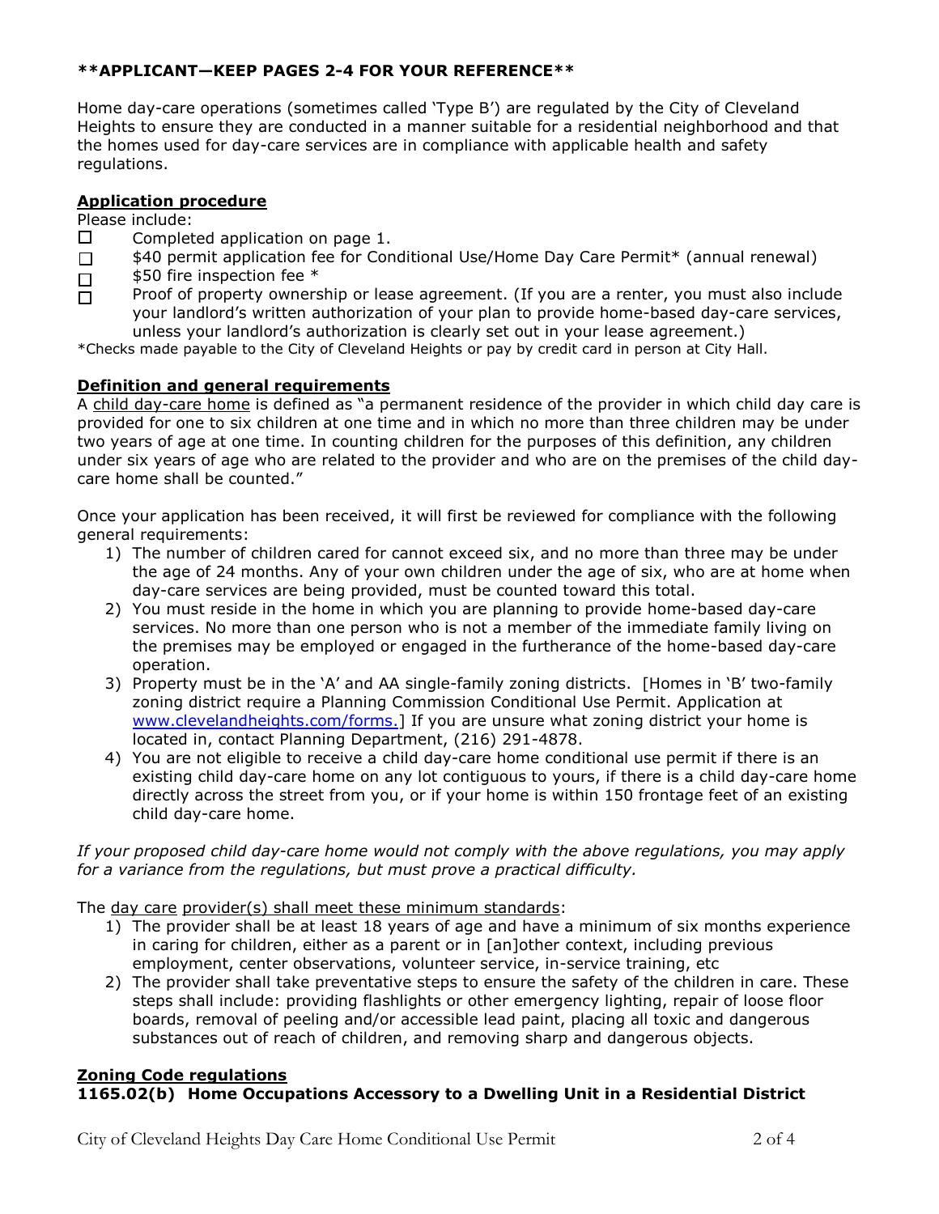**APPLICANT—KEEP PAGES 2-4 FOR YOUR REFERENCE**

Home day-care operations (sometimes called 'Type B') are regulated by the City of Cleveland Heights to ensure they are conducted in a manner suitable for a residential neighborhood and that the homes used for day-care services are in compliance with applicable health and safety regulations.

## Application procedure

Please include:

- ☐ Completed application on page 1.
- ☐ $40 permit application fee for Conditional Use/Home Day Care Permit* (annual renewal)
- ☐ $50 fire inspection fee *
- ☐ Proof of property ownership or lease agreement. (If you are a renter, you must also include your landlord's written authorization of your plan to provide home-based day-care services, unless your landlord's authorization is clearly set out in your lease agreement.)

*Checks made payable to the City of Cleveland Heights or pay by credit card in person at City Hall.

## Definition and general requirements

A child day-care home is defined as "a permanent residence of the provider in which child day care is provided for one to six children at one time and in which no more than three children may be under two years of age at one time. In counting children for the purposes of this definition, any children under six years of age who are related to the provider and who are on the premises of the child day-care home shall be counted."

Once your application has been received, it will first be reviewed for compliance with the following general requirements:

1) The number of children cared for cannot exceed six, and no more than three may be under the age of 24 months. Any of your own children under the age of six, who are at home when day-care services are being provided, must be counted toward this total.
2) You must reside in the home in which you are planning to provide home-based day-care services. No more than one person who is not a member of the immediate family living on the premises may be employed or engaged in the furtherance of the home-based day-care operation.
3) Property must be in the 'A' and AA single-family zoning districts. [Homes in 'B' two-family zoning district require a Planning Commission Conditional Use Permit. Application at www.clevelandheights.com/forms.] If you are unsure what zoning district your home is located in, contact Planning Department, (216) 291-4878.
4) You are not eligible to receive a child day-care home conditional use permit if there is an existing child day-care home on any lot contiguous to yours, if there is a child day-care home directly across the street from you, or if your home is within 150 frontage feet of an existing child day-care home.

*If your proposed child day-care home would not comply with the above regulations, you may apply for a variance from the regulations, but must prove a practical difficulty.*

The day care provider(s) shall meet these minimum standards:

1) The provider shall be at least 18 years of age and have a minimum of six months experience in caring for children, either as a parent or in [an]other context, including previous employment, center observations, volunteer service, in-service training, etc
2) The provider shall take preventative steps to ensure the safety of the children in care. These steps shall include: providing flashlights or other emergency lighting, repair of loose floor boards, removal of peeling and/or accessible lead paint, placing all toxic and dangerous substances out of reach of children, and removing sharp and dangerous objects.

## Zoning Code regulations

### 1165.02(b) Home Occupations Accessory to a Dwelling Unit in a Residential District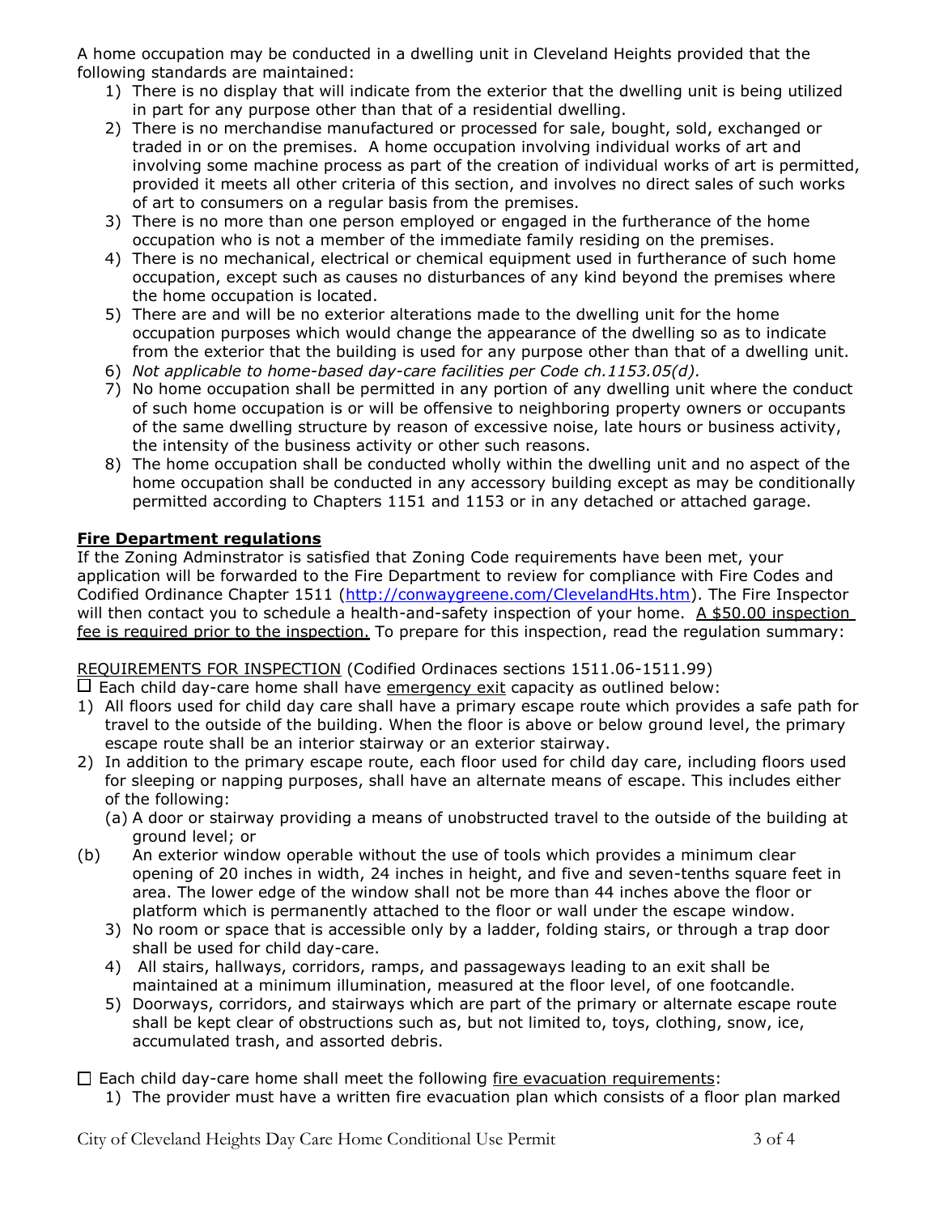A home occupation may be conducted in a dwelling unit in Cleveland Heights provided that the following standards are maintained:

1) There is no display that will indicate from the exterior that the dwelling unit is being utilized in part for any purpose other than that of a residential dwelling.
2) There is no merchandise manufactured or processed for sale, bought, sold, exchanged or traded in or on the premises. A home occupation involving individual works of art and involving some machine process as part of the creation of individual works of art is permitted, provided it meets all other criteria of this section, and involves no direct sales of such works of art to consumers on a regular basis from the premises.
3) There is no more than one person employed or engaged in the furtherance of the home occupation who is not a member of the immediate family residing on the premises.
4) There is no mechanical, electrical or chemical equipment used in furtherance of such home occupation, except such as causes no disturbances of any kind beyond the premises where the home occupation is located.
5) There are and will be no exterior alterations made to the dwelling unit for the home occupation purposes which would change the appearance of the dwelling so as to indicate from the exterior that the building is used for any purpose other than that of a dwelling unit.
6) *Not applicable to home-based day-care facilities per Code ch.1153.05(d).*
7) No home occupation shall be permitted in any portion of any dwelling unit where the conduct of such home occupation is or will be offensive to neighboring property owners or occupants of the same dwelling structure by reason of excessive noise, late hours or business activity, the intensity of the business activity or other such reasons.
8) The home occupation shall be conducted wholly within the dwelling unit and no aspect of the home occupation shall be conducted in any accessory building except as may be conditionally permitted according to Chapters 1151 and 1153 or in any detached or attached garage.

**Fire Department regulations**

If the Zoning Adminstrator is satisfied that Zoning Code requirements have been met, your application will be forwarded to the Fire Department to review for compliance with Fire Codes and Codified Ordinance Chapter 1511 (http://conwaygreene.com/ClevelandHts.htm). The Fire Inspector will then contact you to schedule a health-and-safety inspection of your home. A $50.00 inspection fee is required prior to the inspection. To prepare for this inspection, read the regulation summary:

REQUIREMENTS FOR INSPECTION (Codified Ordinaces sections 1511.06-1511.99)

☐ Each child day-care home shall have emergency exit capacity as outlined below:

1) All floors used for child day care shall have a primary escape route which provides a safe path for travel to the outside of the building. When the floor is above or below ground level, the primary escape route shall be an interior stairway or an exterior stairway.
2) In addition to the primary escape route, each floor used for child day care, including floors used for sleeping or napping purposes, shall have an alternate means of escape. This includes either of the following:
   (a) A door or stairway providing a means of unobstructed travel to the outside of the building at ground level; or
   (b) An exterior window operable without the use of tools which provides a minimum clear opening of 20 inches in width, 24 inches in height, and five and seven-tenths square feet in area. The lower edge of the window shall not be more than 44 inches above the floor or platform which is permanently attached to the floor or wall under the escape window.
3) No room or space that is accessible only by a ladder, folding stairs, or through a trap door shall be used for child day-care.
4) All stairs, hallways, corridors, ramps, and passageways leading to an exit shall be maintained at a minimum illumination, measured at the floor level, of one footcandle.
5) Doorways, corridors, and stairways which are part of the primary or alternate escape route shall be kept clear of obstructions such as, but not limited to, toys, clothing, snow, ice, accumulated trash, and assorted debris.

☐ Each child day-care home shall meet the following fire evacuation requirements:

1) The provider must have a written fire evacuation plan which consists of a floor plan marked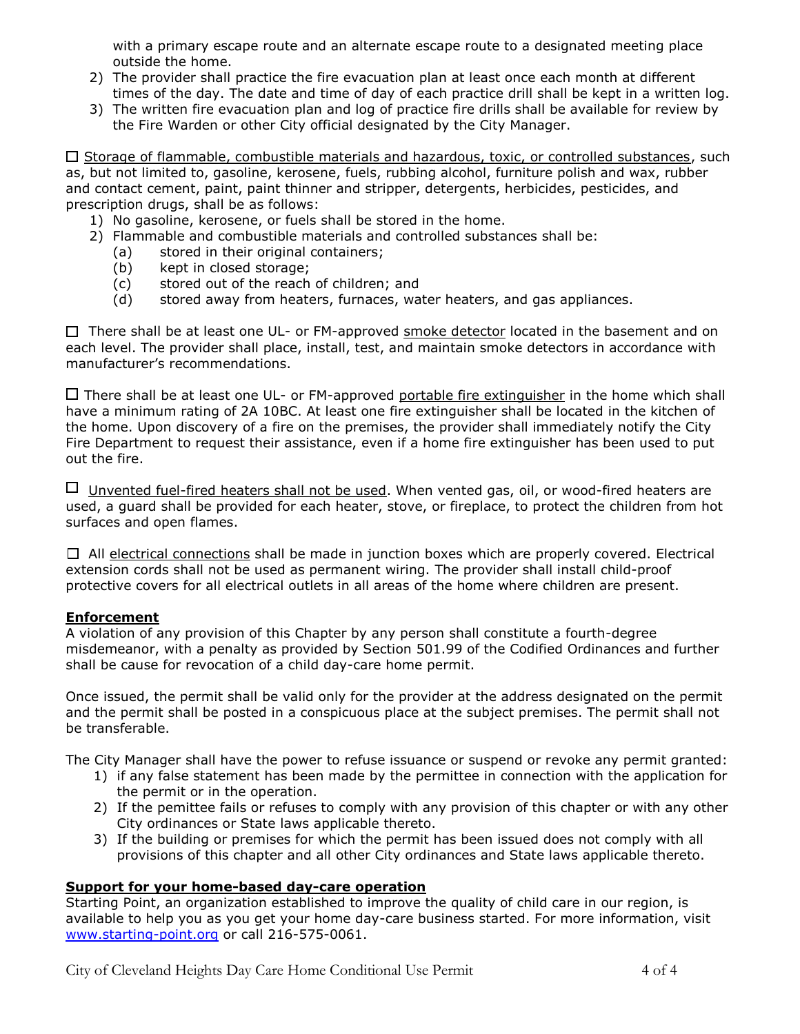with a primary escape route and an alternate escape route to a designated meeting place outside the home.

2) The provider shall practice the fire evacuation plan at least once each month at different times of the day. The date and time of day of each practice drill shall be kept in a written log.
3) The written fire evacuation plan and log of practice fire drills shall be available for review by the Fire Warden or other City official designated by the City Manager.

☐ Storage of flammable, combustible materials and hazardous, toxic, or controlled substances, such as, but not limited to, gasoline, kerosene, fuels, rubbing alcohol, furniture polish and wax, rubber and contact cement, paint, paint thinner and stripper, detergents, herbicides, pesticides, and prescription drugs, shall be as follows:

1) No gasoline, kerosene, or fuels shall be stored in the home.
2) Flammable and combustible materials and controlled substances shall be:
   (a) stored in their original containers;
   (b) kept in closed storage;
   (c) stored out of the reach of children; and
   (d) stored away from heaters, furnaces, water heaters, and gas appliances.

☐ There shall be at least one UL- or FM-approved smoke detector located in the basement and on each level. The provider shall place, install, test, and maintain smoke detectors in accordance with manufacturer's recommendations.

☐ There shall be at least one UL- or FM-approved portable fire extinguisher in the home which shall have a minimum rating of 2A 10BC. At least one fire extinguisher shall be located in the kitchen of the home. Upon discovery of a fire on the premises, the provider shall immediately notify the City Fire Department to request their assistance, even if a home fire extinguisher has been used to put out the fire.

☐ Unvented fuel-fired heaters shall not be used. When vented gas, oil, or wood-fired heaters are used, a guard shall be provided for each heater, stove, or fireplace, to protect the children from hot surfaces and open flames.

☐ All electrical connections shall be made in junction boxes which are properly covered. Electrical extension cords shall not be used as permanent wiring. The provider shall install child-proof protective covers for all electrical outlets in all areas of the home where children are present.

## Enforcement

A violation of any provision of this Chapter by any person shall constitute a fourth-degree misdemeanor, with a penalty as provided by Section 501.99 of the Codified Ordinances and further shall be cause for revocation of a child day-care home permit.

Once issued, the permit shall be valid only for the provider at the address designated on the permit and the permit shall be posted in a conspicuous place at the subject premises. The permit shall not be transferable.

The City Manager shall have the power to refuse issuance or suspend or revoke any permit granted:

1) if any false statement has been made by the permittee in connection with the application for the permit or in the operation.
2) If the pemittee fails or refuses to comply with any provision of this chapter or with any other City ordinances or State laws applicable thereto.
3) If the building or premises for which the permit has been issued does not comply with all provisions of this chapter and all other City ordinances and State laws applicable thereto.

## Support for your home-based day-care operation

Starting Point, an organization established to improve the quality of child care in our region, is available to help you as you get your home day-care business started. For more information, visit www.starting-point.org or call 216-575-0061.